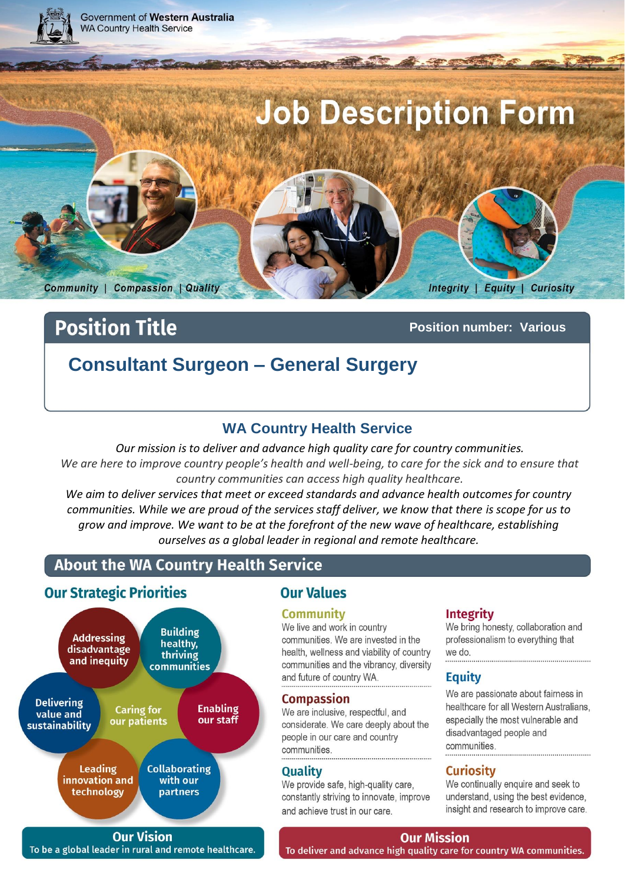Government of Western Australia
WA Country Health Service

# Job Description Form

Community | Compassion | Quality

Integrity | Equity | Curiosity

## Position Title

**Position number: Various**

## Consultant Surgeon – General Surgery

### WA Country Health Service

*Our mission is to deliver and advance high quality care for country communities.*
*We are here to improve country people's health and well-being, to care for the sick and to ensure that country communities can access high quality healthcare.*
*We aim to deliver services that meet or exceed standards and advance health outcomes for country communities. While we are proud of the services staff deliver, we know that there is scope for us to grow and improve. We want to be at the forefront of the new wave of healthcare, establishing ourselves as a global leader in regional and remote healthcare.*

## About the WA Country Health Service

### Our Strategic Priorities

- Addressing disadvantage and inequity
- Building healthy, thriving communities
- Enabling our staff
- Collaborating with our partners
- Leading innovation and technology
- Delivering value and sustainability
- Caring for our patients

### Our Values

**Community**
We live and work in country communities. We are invested in the health, wellness and viability of country communities and the vibrancy, diversity and future of country WA.

**Compassion**
We are inclusive, respectful, and considerate. We care deeply about the people in our care and country communities.

**Quality**
We provide safe, high-quality care, constantly striving to innovate, improve and achieve trust in our care.

**Integrity**
We bring honesty, collaboration and professionalism to everything that we do.

**Equity**
We are passionate about fairness in healthcare for all Western Australians, especially the most vulnerable and disadvantaged people and communities.

**Curiosity**
We continually enquire and seek to understand, using the best evidence, insight and research to improve care.

**Our Vision**
To be a global leader in rural and remote healthcare.

**Our Mission**
To deliver and advance high quality care for country WA communities.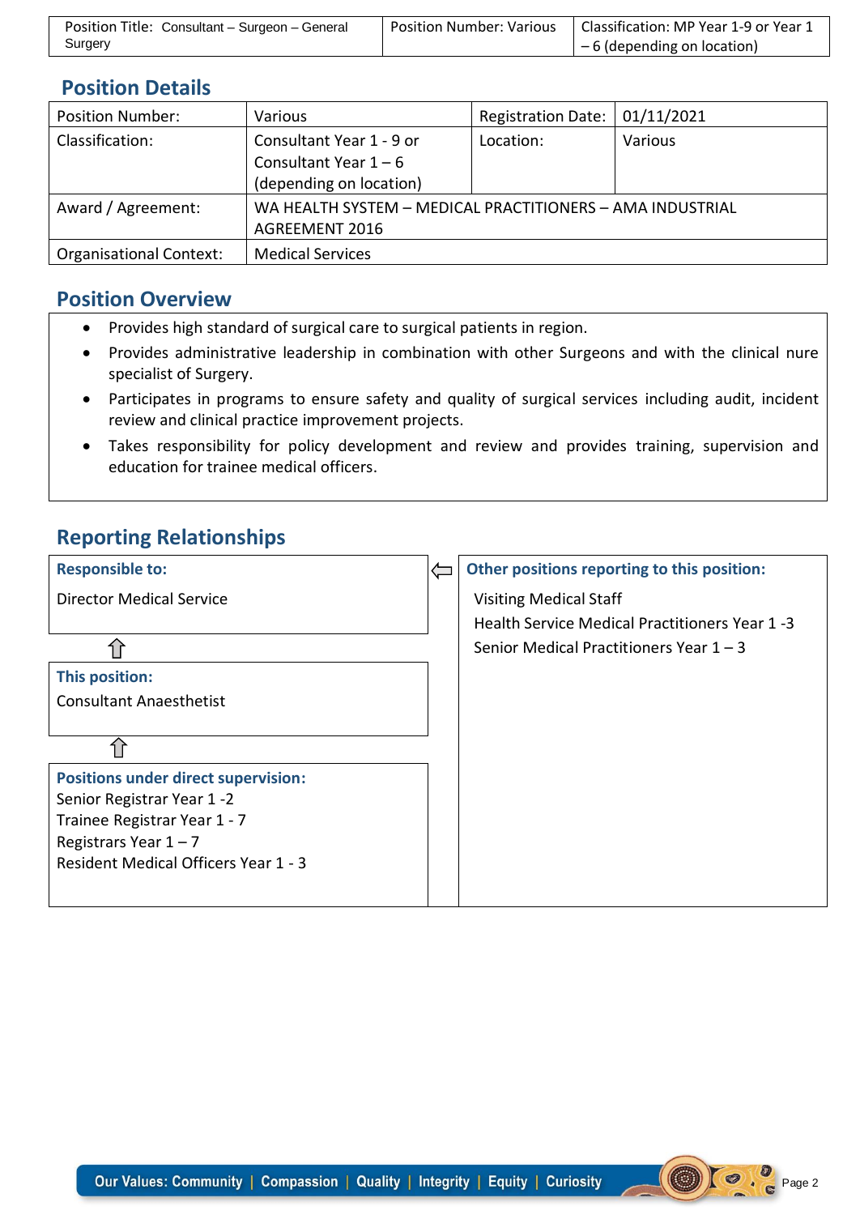| Position Title: Consultant – Surgeon – General Surgery | Position Number: Various | Classification: MP Year 1-9 or Year 1 – 6 (depending on location) |
|---|---|---|

## Position Details

| Position Number: | Various | Registration Date: | 01/11/2021 |
|---|---|---|---|
| Classification: | Consultant Year 1 - 9 or Consultant Year 1 – 6 (depending on location) | Location: | Various |
| Award / Agreement: | WA HEALTH SYSTEM – MEDICAL PRACTITIONERS – AMA INDUSTRIAL AGREEMENT 2016 | | |
| Organisational Context: | Medical Services | | |

## Position Overview

- Provides high standard of surgical care to surgical patients in region.
- Provides administrative leadership in combination with other Surgeons and with the clinical nure specialist of Surgery.
- Participates in programs to ensure safety and quality of surgical services including audit, incident review and clinical practice improvement projects.
- Takes responsibility for policy development and review and provides training, supervision and education for trainee medical officers.

## Reporting Relationships

**Responsible to:**

Director Medical Service

⇧

**This position:**

Consultant Anaesthetist

⇧

**Positions under direct supervision:**

Senior Registrar Year 1 -2
Trainee Registrar Year 1 - 7
Registrars Year 1 – 7
Resident Medical Officers Year 1 - 3

⇦

**Other positions reporting to this position:**

Visiting Medical Staff
Health Service Medical Practitioners Year 1 -3
Senior Medical Practitioners Year 1 – 3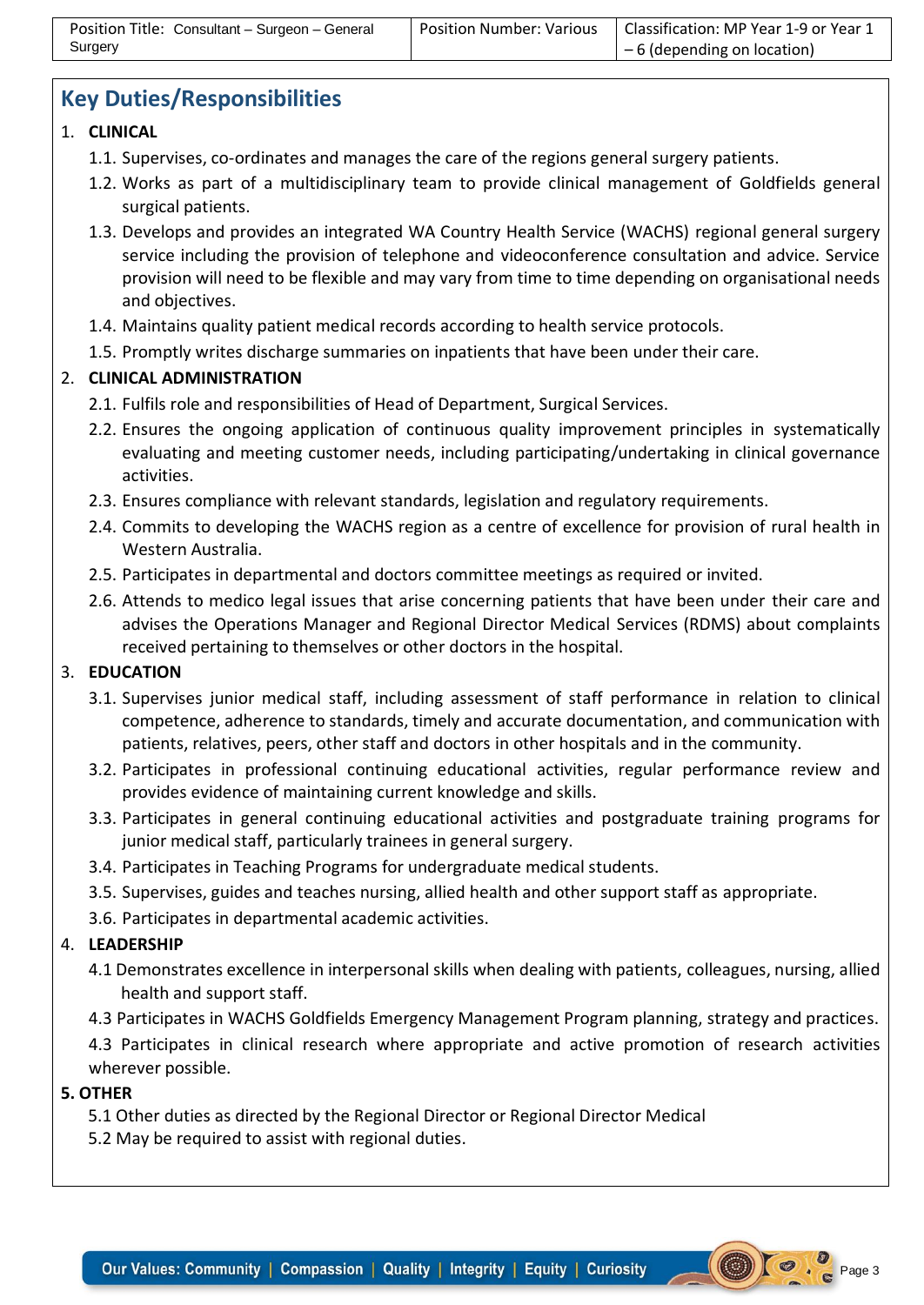| Position Title: Consultant – Surgeon – General Surgery | Position Number: Various | Classification: MP Year 1-9 or Year 1 – 6 (depending on location) |
| --- | --- | --- |

## Key Duties/Responsibilities

1. **CLINICAL**
   - 1.1. Supervises, co-ordinates and manages the care of the regions general surgery patients.
   - 1.2. Works as part of a multidisciplinary team to provide clinical management of Goldfields general surgical patients.
   - 1.3. Develops and provides an integrated WA Country Health Service (WACHS) regional general surgery service including the provision of telephone and videoconference consultation and advice. Service provision will need to be flexible and may vary from time to time depending on organisational needs and objectives.
   - 1.4. Maintains quality patient medical records according to health service protocols.
   - 1.5. Promptly writes discharge summaries on inpatients that have been under their care.
2. **CLINICAL ADMINISTRATION**
   - 2.1. Fulfils role and responsibilities of Head of Department, Surgical Services.
   - 2.2. Ensures the ongoing application of continuous quality improvement principles in systematically evaluating and meeting customer needs, including participating/undertaking in clinical governance activities.
   - 2.3. Ensures compliance with relevant standards, legislation and regulatory requirements.
   - 2.4. Commits to developing the WACHS region as a centre of excellence for provision of rural health in Western Australia.
   - 2.5. Participates in departmental and doctors committee meetings as required or invited.
   - 2.6. Attends to medico legal issues that arise concerning patients that have been under their care and advises the Operations Manager and Regional Director Medical Services (RDMS) about complaints received pertaining to themselves or other doctors in the hospital.
3. **EDUCATION**
   - 3.1. Supervises junior medical staff, including assessment of staff performance in relation to clinical competence, adherence to standards, timely and accurate documentation, and communication with patients, relatives, peers, other staff and doctors in other hospitals and in the community.
   - 3.2. Participates in professional continuing educational activities, regular performance review and provides evidence of maintaining current knowledge and skills.
   - 3.3. Participates in general continuing educational activities and postgraduate training programs for junior medical staff, particularly trainees in general surgery.
   - 3.4. Participates in Teaching Programs for undergraduate medical students.
   - 3.5. Supervises, guides and teaches nursing, allied health and other support staff as appropriate.
   - 3.6. Participates in departmental academic activities.
4. **LEADERSHIP**
   - 4.1 Demonstrates excellence in interpersonal skills when dealing with patients, colleagues, nursing, allied health and support staff.
   - 4.3 Participates in WACHS Goldfields Emergency Management Program planning, strategy and practices.
   - 4.3 Participates in clinical research where appropriate and active promotion of research activities wherever possible.

**5. OTHER**

- 5.1 Other duties as directed by the Regional Director or Regional Director Medical
- 5.2 May be required to assist with regional duties.

Our Values: Community | Compassion | Quality | Integrity | Equity | Curiosity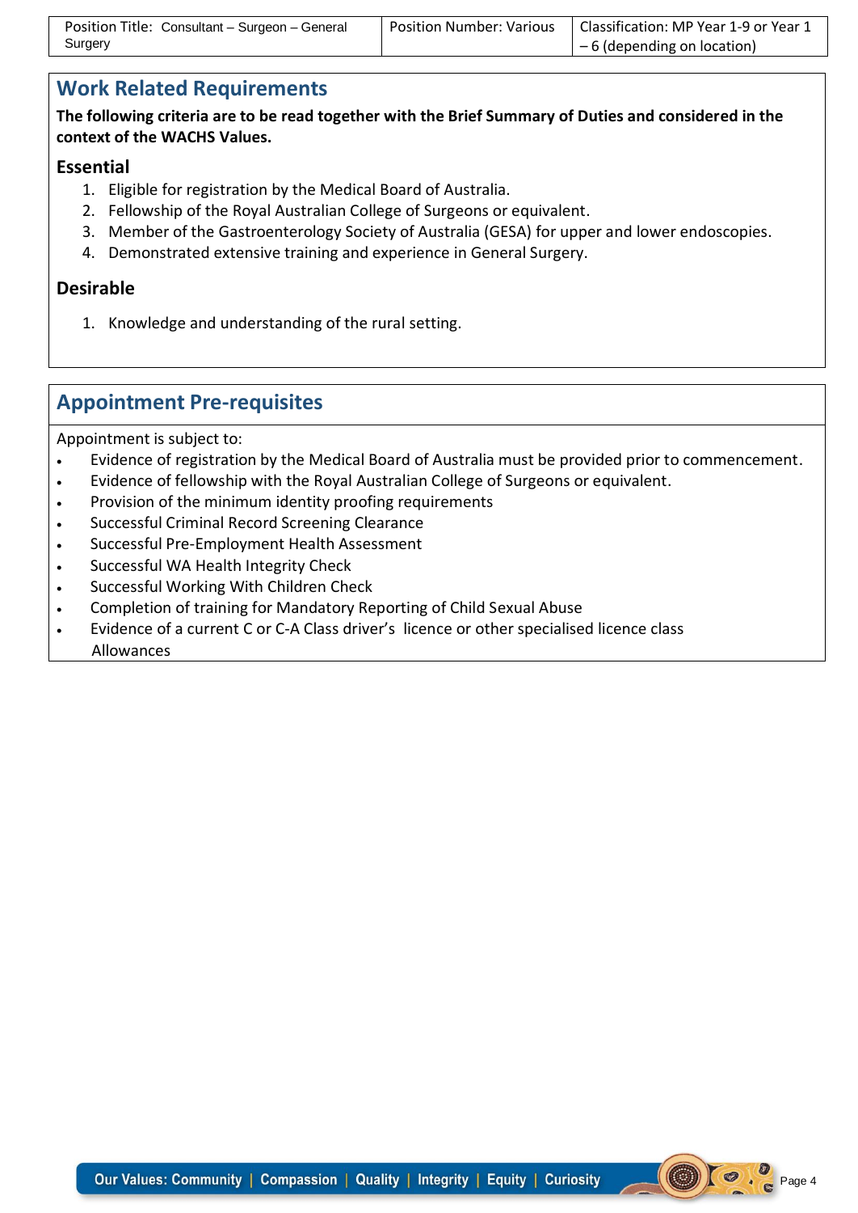| Position Title: Consultant – Surgeon – General Surgery | Position Number: Various | Classification: MP Year 1-9 or Year 1 – 6 (depending on location) |
|---|---|---|

## Work Related Requirements

**The following criteria are to be read together with the Brief Summary of Duties and considered in the context of the WACHS Values.**

### Essential

1. Eligible for registration by the Medical Board of Australia.
2. Fellowship of the Royal Australian College of Surgeons or equivalent.
3. Member of the Gastroenterology Society of Australia (GESA) for upper and lower endoscopies.
4. Demonstrated extensive training and experience in General Surgery.

### Desirable

1. Knowledge and understanding of the rural setting.

## Appointment Pre-requisites

Appointment is subject to:

- Evidence of registration by the Medical Board of Australia must be provided prior to commencement.
- Evidence of fellowship with the Royal Australian College of Surgeons or equivalent.
- Provision of the minimum identity proofing requirements
- Successful Criminal Record Screening Clearance
- Successful Pre-Employment Health Assessment
- Successful WA Health Integrity Check
- Successful Working With Children Check
- Completion of training for Mandatory Reporting of Child Sexual Abuse
- Evidence of a current C or C-A Class driver's licence or other specialised licence class

Allowances

Our Values: Community | Compassion | Quality | Integrity | Equity | Curiosity